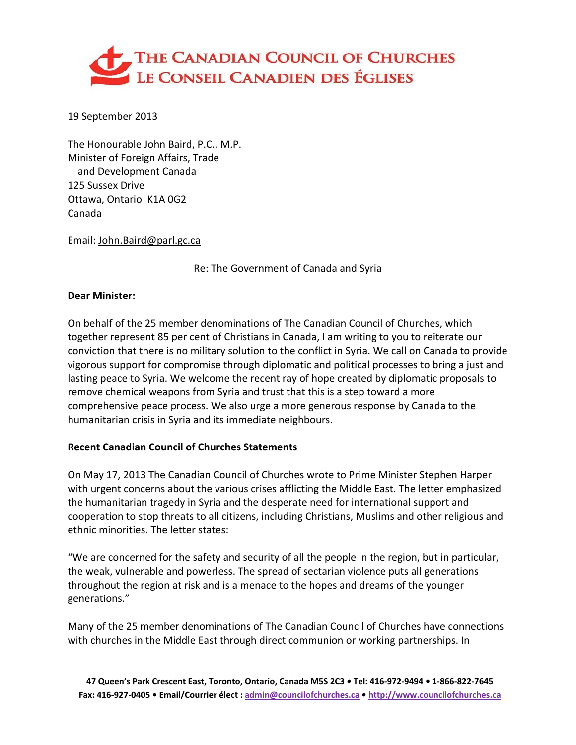# The Canadian Council of Churches
# Le Conseil Canadien des Églises

19 September 2013

The Honourable John Baird, P.C., M.P.
Minister of Foreign Affairs, Trade
and Development Canada
125 Sussex Drive
Ottawa, Ontario K1A 0G2
Canada

Email: John.Baird@parl.gc.ca

Re: The Government of Canada and Syria

**Dear Minister:**

On behalf of the 25 member denominations of The Canadian Council of Churches, which together represent 85 per cent of Christians in Canada, I am writing to you to reiterate our conviction that there is no military solution to the conflict in Syria. We call on Canada to provide vigorous support for compromise through diplomatic and political processes to bring a just and lasting peace to Syria. We welcome the recent ray of hope created by diplomatic proposals to remove chemical weapons from Syria and trust that this is a step toward a more comprehensive peace process. We also urge a more generous response by Canada to the humanitarian crisis in Syria and its immediate neighbours.

**Recent Canadian Council of Churches Statements**

On May 17, 2013 The Canadian Council of Churches wrote to Prime Minister Stephen Harper with urgent concerns about the various crises afflicting the Middle East. The letter emphasized the humanitarian tragedy in Syria and the desperate need for international support and cooperation to stop threats to all citizens, including Christians, Muslims and other religious and ethnic minorities. The letter states:

"We are concerned for the safety and security of all the people in the region, but in particular, the weak, vulnerable and powerless. The spread of sectarian violence puts all generations throughout the region at risk and is a menace to the hopes and dreams of the younger generations."

Many of the 25 member denominations of The Canadian Council of Churches have connections with churches in the Middle East through direct communion or working partnerships. In

**47 Queen's Park Crescent East, Toronto, Ontario, Canada M5S 2C3 • Tel: 416-972-9494 • 1-866-822-7645**
**Fax: 416-927-0405 • Email/Courrier élect : admin@councilofchurches.ca • http://www.councilofchurches.ca**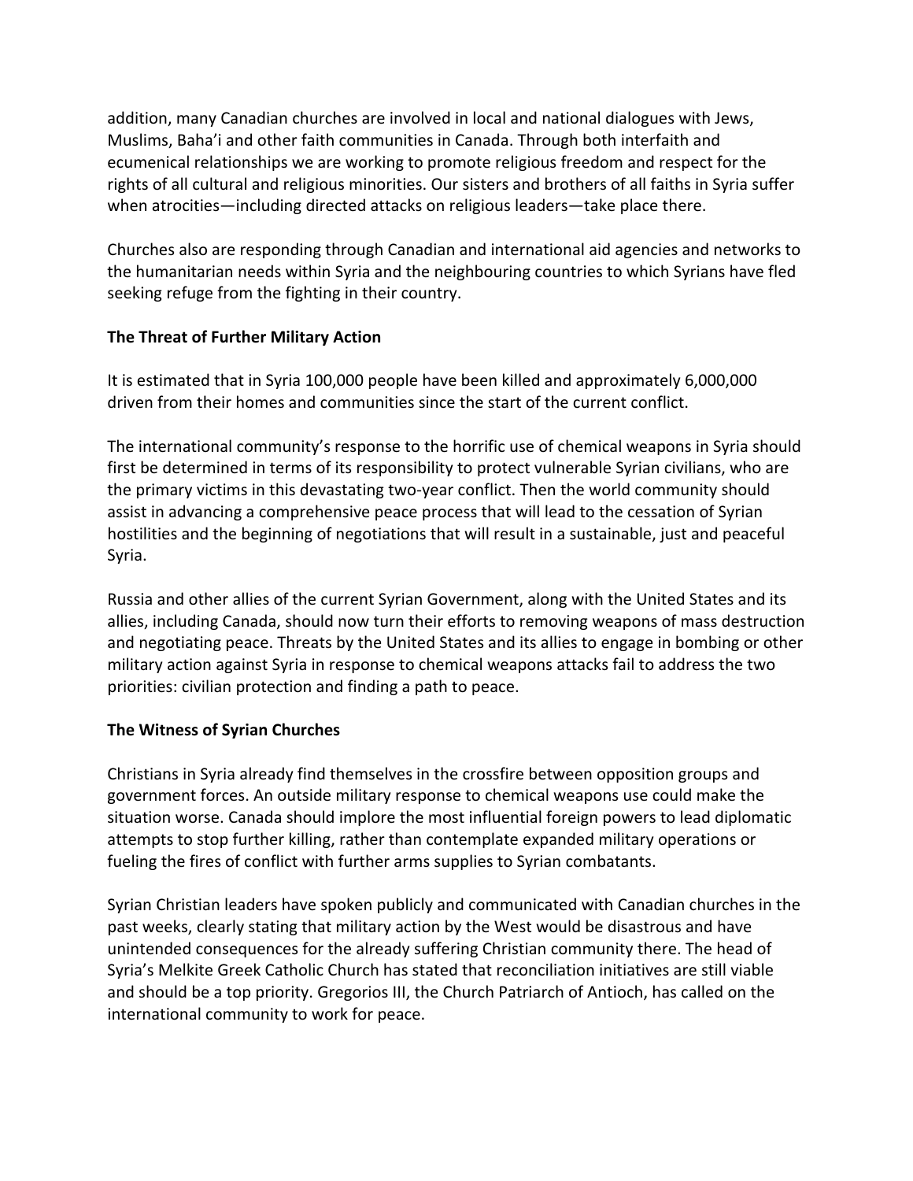addition, many Canadian churches are involved in local and national dialogues with Jews, Muslims, Baha'i and other faith communities in Canada. Through both interfaith and ecumenical relationships we are working to promote religious freedom and respect for the rights of all cultural and religious minorities. Our sisters and brothers of all faiths in Syria suffer when atrocities—including directed attacks on religious leaders—take place there.

Churches also are responding through Canadian and international aid agencies and networks to the humanitarian needs within Syria and the neighbouring countries to which Syrians have fled seeking refuge from the fighting in their country.

**The Threat of Further Military Action**

It is estimated that in Syria 100,000 people have been killed and approximately 6,000,000 driven from their homes and communities since the start of the current conflict.

The international community's response to the horrific use of chemical weapons in Syria should first be determined in terms of its responsibility to protect vulnerable Syrian civilians, who are the primary victims in this devastating two-year conflict. Then the world community should assist in advancing a comprehensive peace process that will lead to the cessation of Syrian hostilities and the beginning of negotiations that will result in a sustainable, just and peaceful Syria.

Russia and other allies of the current Syrian Government, along with the United States and its allies, including Canada, should now turn their efforts to removing weapons of mass destruction and negotiating peace. Threats by the United States and its allies to engage in bombing or other military action against Syria in response to chemical weapons attacks fail to address the two priorities: civilian protection and finding a path to peace.

**The Witness of Syrian Churches**

Christians in Syria already find themselves in the crossfire between opposition groups and government forces. An outside military response to chemical weapons use could make the situation worse. Canada should implore the most influential foreign powers to lead diplomatic attempts to stop further killing, rather than contemplate expanded military operations or fueling the fires of conflict with further arms supplies to Syrian combatants.

Syrian Christian leaders have spoken publicly and communicated with Canadian churches in the past weeks, clearly stating that military action by the West would be disastrous and have unintended consequences for the already suffering Christian community there. The head of Syria's Melkite Greek Catholic Church has stated that reconciliation initiatives are still viable and should be a top priority. Gregorios III, the Church Patriarch of Antioch, has called on the international community to work for peace.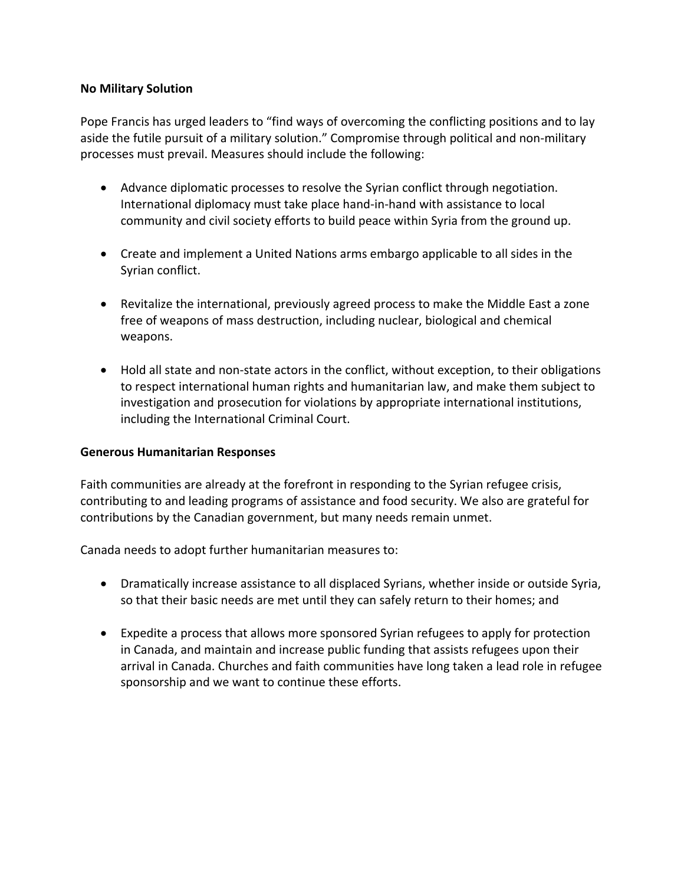**No Military Solution**

Pope Francis has urged leaders to "find ways of overcoming the conflicting positions and to lay aside the futile pursuit of a military solution." Compromise through political and non-military processes must prevail. Measures should include the following:

- Advance diplomatic processes to resolve the Syrian conflict through negotiation. International diplomacy must take place hand-in-hand with assistance to local community and civil society efforts to build peace within Syria from the ground up.

- Create and implement a United Nations arms embargo applicable to all sides in the Syrian conflict.

- Revitalize the international, previously agreed process to make the Middle East a zone free of weapons of mass destruction, including nuclear, biological and chemical weapons.

- Hold all state and non-state actors in the conflict, without exception, to their obligations to respect international human rights and humanitarian law, and make them subject to investigation and prosecution for violations by appropriate international institutions, including the International Criminal Court.

**Generous Humanitarian Responses**

Faith communities are already at the forefront in responding to the Syrian refugee crisis, contributing to and leading programs of assistance and food security. We also are grateful for contributions by the Canadian government, but many needs remain unmet.

Canada needs to adopt further humanitarian measures to:

- Dramatically increase assistance to all displaced Syrians, whether inside or outside Syria, so that their basic needs are met until they can safely return to their homes; and

- Expedite a process that allows more sponsored Syrian refugees to apply for protection in Canada, and maintain and increase public funding that assists refugees upon their arrival in Canada. Churches and faith communities have long taken a lead role in refugee sponsorship and we want to continue these efforts.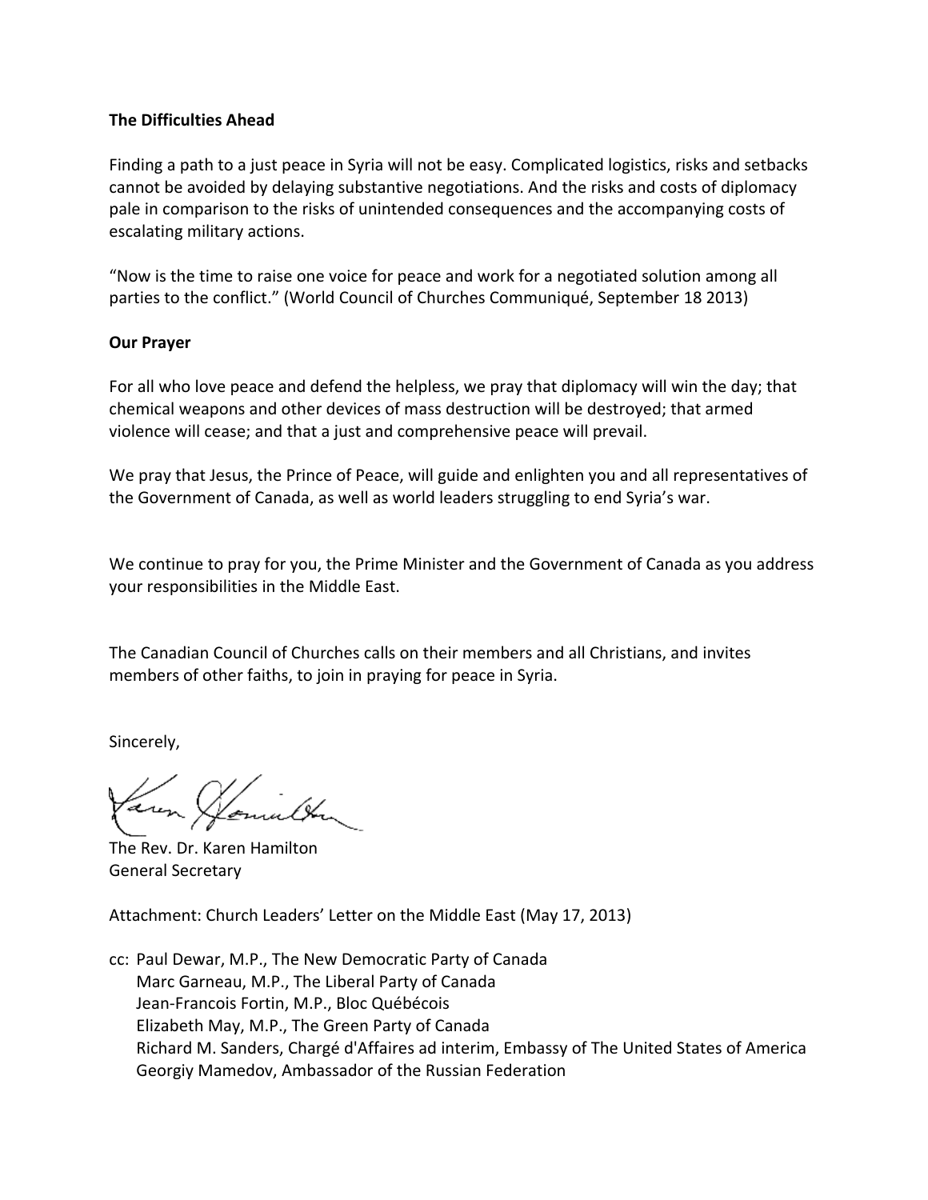**The Difficulties Ahead**

Finding a path to a just peace in Syria will not be easy. Complicated logistics, risks and setbacks cannot be avoided by delaying substantive negotiations. And the risks and costs of diplomacy pale in comparison to the risks of unintended consequences and the accompanying costs of escalating military actions.

“Now is the time to raise one voice for peace and work for a negotiated solution among all parties to the conflict.” (World Council of Churches Communiqué, September 18 2013)

**Our Prayer**

For all who love peace and defend the helpless, we pray that diplomacy will win the day; that chemical weapons and other devices of mass destruction will be destroyed; that armed violence will cease; and that a just and comprehensive peace will prevail.

We pray that Jesus, the Prince of Peace, will guide and enlighten you and all representatives of the Government of Canada, as well as world leaders struggling to end Syria’s war.

We continue to pray for you, the Prime Minister and the Government of Canada as you address your responsibilities in the Middle East.

The Canadian Council of Churches calls on their members and all Christians, and invites members of other faiths, to join in praying for peace in Syria.

Sincerely,

The Rev. Dr. Karen Hamilton
General Secretary

Attachment: Church Leaders’ Letter on the Middle East (May 17, 2013)

cc: Paul Dewar, M.P., The New Democratic Party of Canada
Marc Garneau, M.P., The Liberal Party of Canada
Jean-Francois Fortin, M.P., Bloc Québécois
Elizabeth May, M.P., The Green Party of Canada
Richard M. Sanders, Chargé d'Affaires ad interim, Embassy of The United States of America
Georgiy Mamedov, Ambassador of the Russian Federation